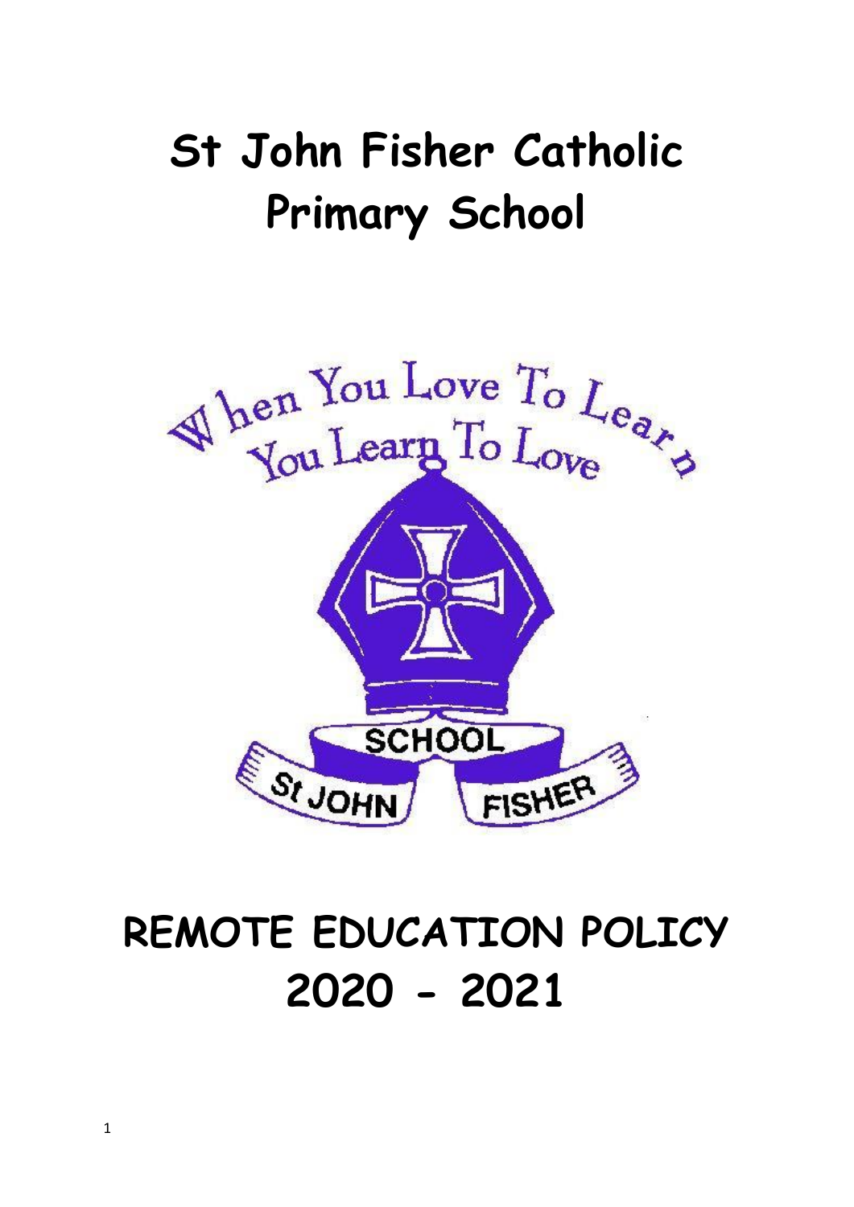# St John Fisher Catholic Primary School

# REMOTE EDUCATION POLICY 2020 - 2021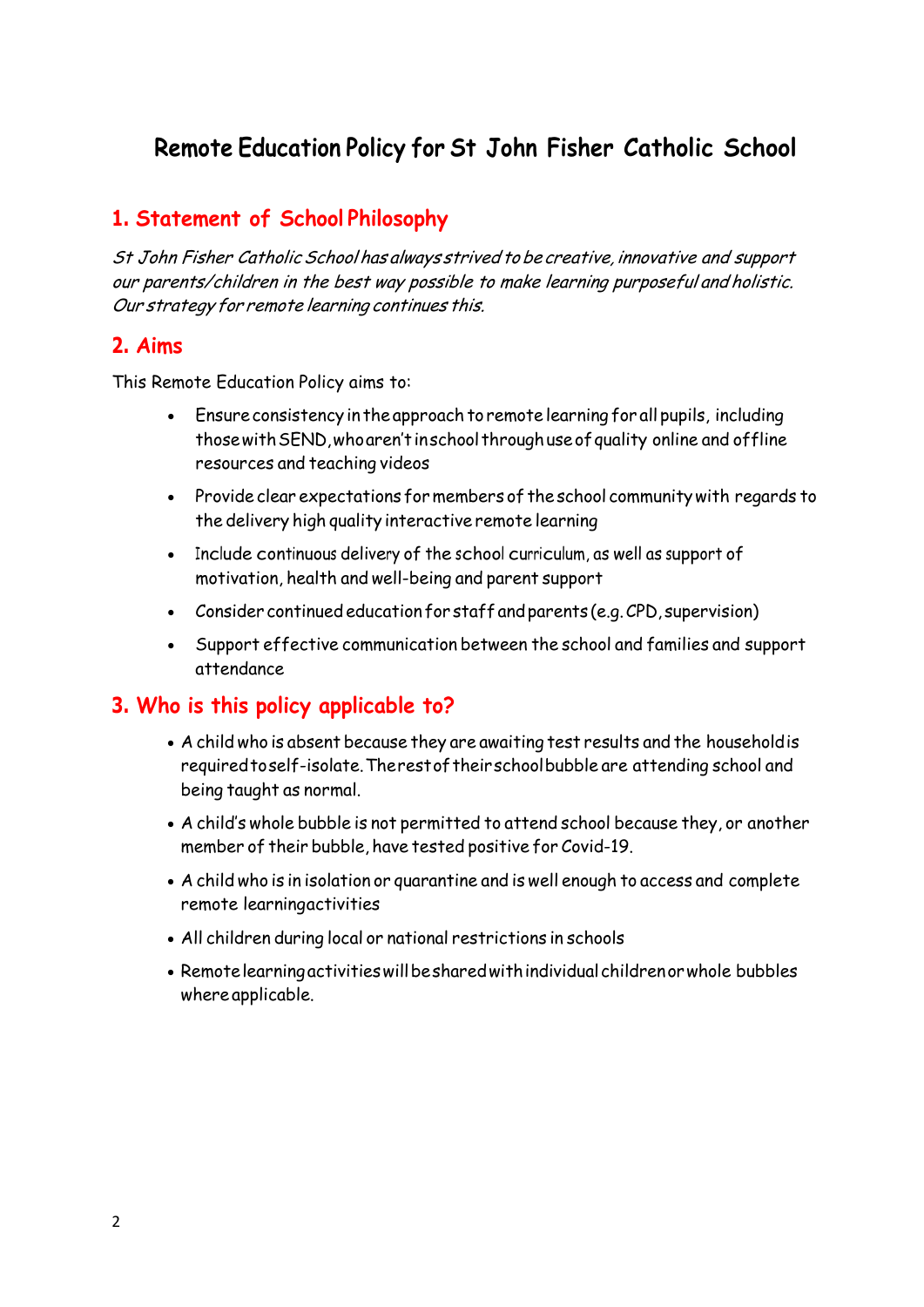# Remote Education Policy for St John Fisher Catholic School

## 1. Statement of School Philosophy

*St John Fisher Catholic School has always strived to be creative, innovative and support our parents/children in the best way possible to make learning purposeful and holistic. Our strategy for remote learning continues this.*

## 2. Aims

This Remote Education Policy aims to:

- Ensure consistency in the approach to remote learning for all pupils, including those with SEND, who aren't in school through use of quality online and offline resources and teaching videos
- Provide clear expectations for members of the school community with regards to the delivery high quality interactive remote learning
- Include continuous delivery of the school curriculum, as well as support of motivation, health and well-being and parent support
- Consider continued education for staff and parents (e.g. CPD, supervision)
- Support effective communication between the school and families and support attendance

## 3. Who is this policy applicable to?

- A child who is absent because they are awaiting test results and the household is required to self-isolate. The rest of their school bubble are attending school and being taught as normal.
- A child's whole bubble is not permitted to attend school because they, or another member of their bubble, have tested positive for Covid-19.
- A child who is in isolation or quarantine and is well enough to access and complete remote learning activities
- All children during local or national restrictions in schools
- Remote learning activities will be shared with individual children or whole bubbles where applicable.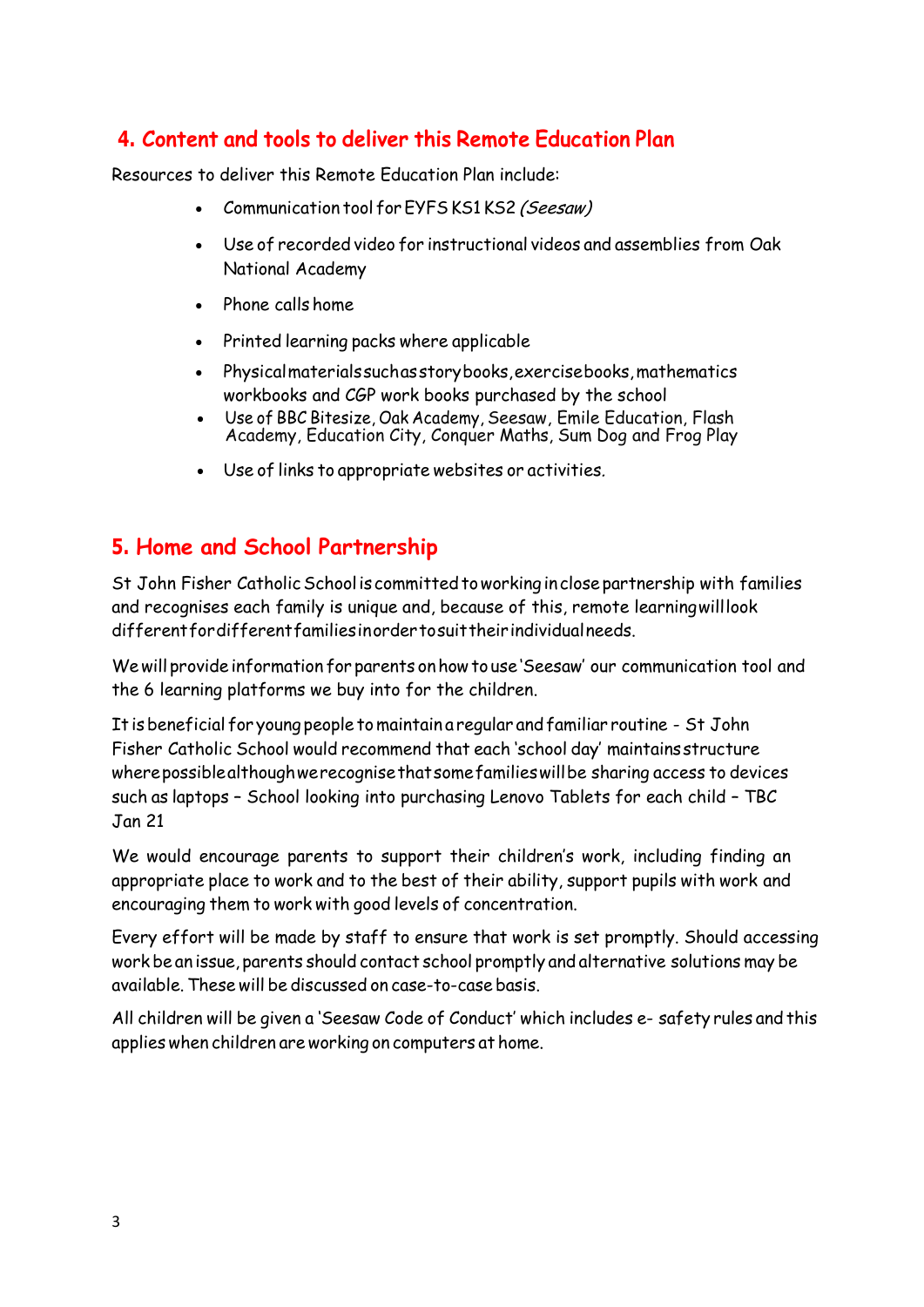## 4. Content and tools to deliver this Remote Education Plan

Resources to deliver this Remote Education Plan include:

- Communication tool for EYFS KS1 KS2 *(Seesaw)*
- Use of recorded video for instructional videos and assemblies from Oak National Academy
- Phone calls home
- Printed learning packs where applicable
- Physical materials such as story books, exercise books, mathematics workbooks and CGP work books purchased by the school
- Use of BBC Bitesize, Oak Academy, Seesaw, Emile Education, Flash Academy, Education City, Conquer Maths, Sum Dog and Frog Play
- Use of links to appropriate websites or activities.

## 5. Home and School Partnership

St John Fisher Catholic School is committed to working in close partnership with families and recognises each family is unique and, because of this, remote learning will look different for different families in order to suit their individual needs.

We will provide information for parents on how to use 'Seesaw' our communication tool and the 6 learning platforms we buy into for the children.

It is beneficial for young people to maintain a regular and familiar routine - St John Fisher Catholic School would recommend that each 'school day' maintains structure where possible although we recognise that some families will be sharing access to devices such as laptops – School looking into purchasing Lenovo Tablets for each child – TBC Jan 21

We would encourage parents to support their children's work, including finding an appropriate place to work and to the best of their ability, support pupils with work and encouraging them to work with good levels of concentration.

Every effort will be made by staff to ensure that work is set promptly. Should accessing work be an issue, parents should contact school promptly and alternative solutions may be available. These will be discussed on case-to-case basis.

All children will be given a 'Seesaw Code of Conduct' which includes e- safety rules and this applies when children are working on computers at home.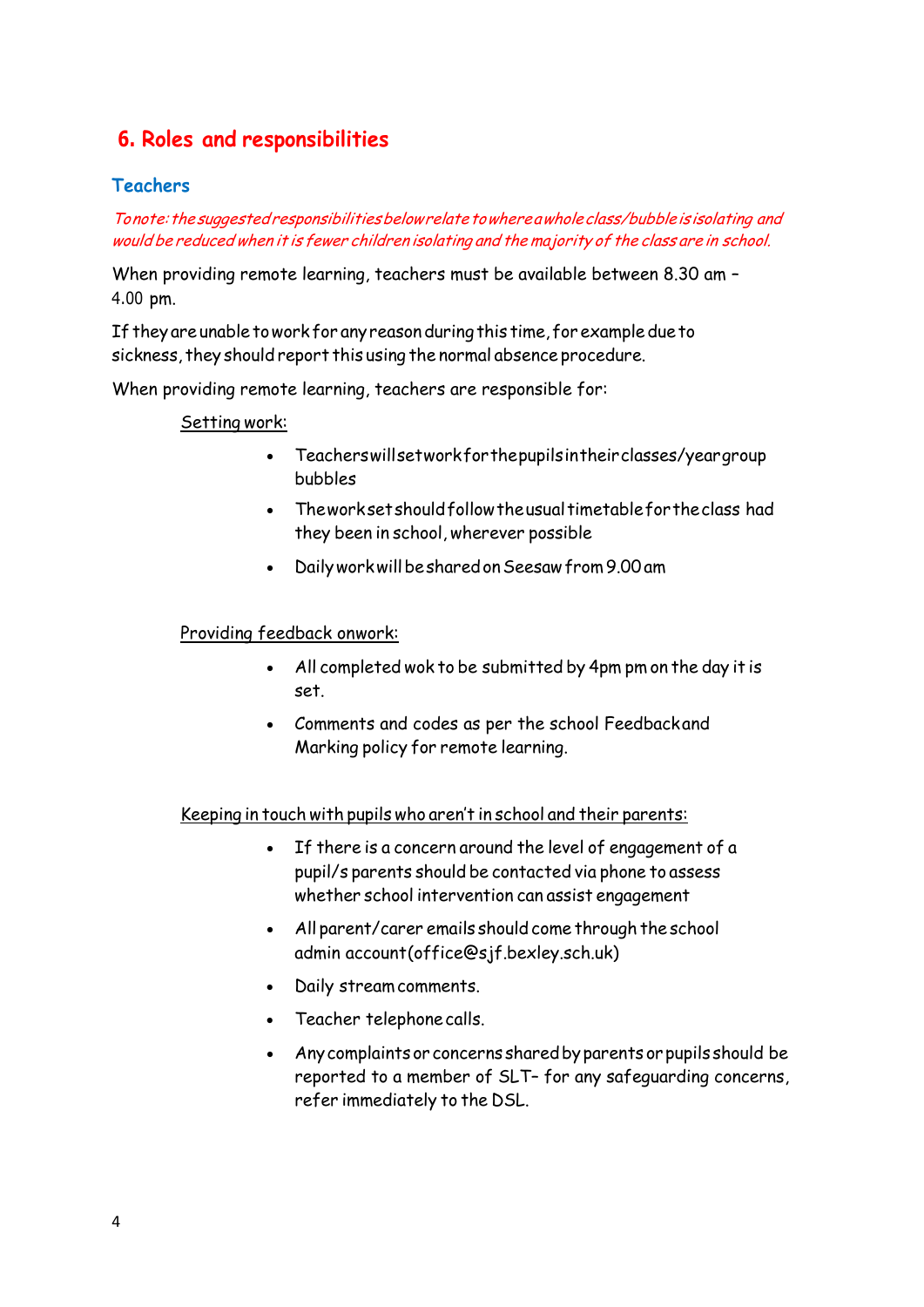## 6. Roles and responsibilities

### Teachers

*To note: the suggested responsibilities below relate to where a whole class/bubble is isolating and would be reduced when it is fewer children isolating and the majority of the class are in school.*

When providing remote learning, teachers must be available between 8.30 am – 4.00 pm.

If they are unable to work for any reason during this time, for example due to sickness, they should report this using the normal absence procedure.

When providing remote learning, teachers are responsible for:

Setting work:

- Teachers will set work for the pupils in their classes/year group bubbles
- The work set should follow the usual timetable for the class had they been in school, wherever possible
- Daily work will be shared on Seesaw from 9.00 am

Providing feedback on work:

- All completed wok to be submitted by 4pm pm on the day it is set.
- Comments and codes as per the school Feedback and Marking policy for remote learning.

Keeping in touch with pupils who aren't in school and their parents:

- If there is a concern around the level of engagement of a pupil/s parents should be contacted via phone to assess whether school intervention can assist engagement
- All parent/carer emails should come through the school admin account (office@sjf.bexley.sch.uk)
- Daily stream comments.
- Teacher telephone calls.
- Any complaints or concerns shared by parents or pupils should be reported to a member of SLT– for any safeguarding concerns, refer immediately to the DSL.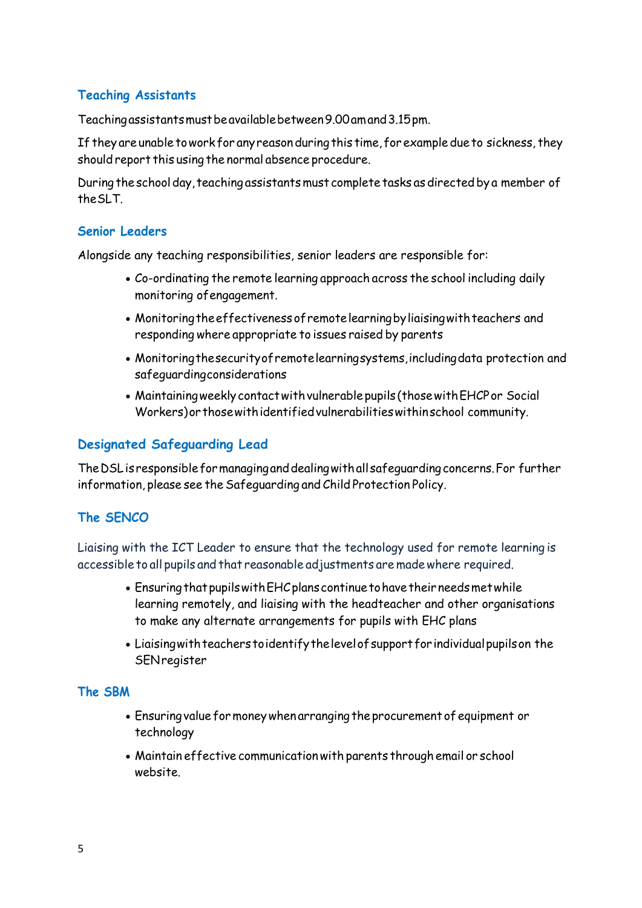### Teaching Assistants

Teaching assistants must be available between 9.00 am and 3.15 pm.

If they are unable to work for any reason during this time, for example due to sickness, they should report this using the normal absence procedure.

During the school day, teaching assistants must complete tasks as directed by a member of the SLT.

### Senior Leaders

Alongside any teaching responsibilities, senior leaders are responsible for:

- Co-ordinating the remote learning approach across the school including daily monitoring of engagement.
- Monitoring the effectiveness of remote learning by liaising with teachers and responding where appropriate to issues raised by parents
- Monitoring the security of remote learning systems, including data protection and safeguarding considerations
- Maintaining weekly contact with vulnerable pupils (those with EHCP or Social Workers) or those with identified vulnerabilities within school community.

### Designated Safeguarding Lead

The DSL is responsible for managing and dealing with all safeguarding concerns. For further information, please see the Safeguarding and Child Protection Policy.

### The SENCO

Liaising with the ICT Leader to ensure that the technology used for remote learning is accessible to all pupils and that reasonable adjustments are made where required.

- Ensuring that pupils with EHC plans continue to have their needs met while learning remotely, and liaising with the headteacher and other organisations to make any alternate arrangements for pupils with EHC plans
- Liaising with teachers to identify the level of support for individual pupils on the SEN register

### The SBM

- Ensuring value for money when arranging the procurement of equipment or technology
- Maintain effective communication with parents through email or school website.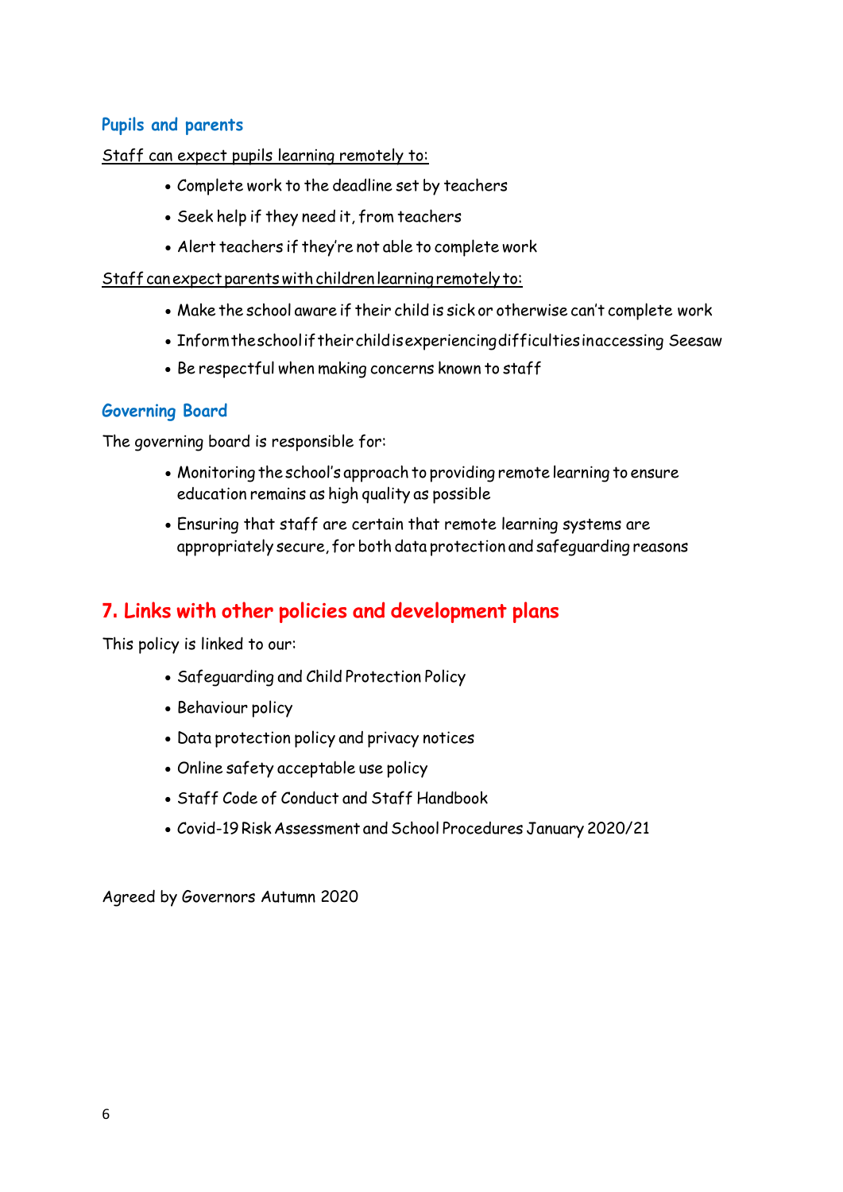### Pupils and parents

Staff can expect pupils learning remotely to:

- Complete work to the deadline set by teachers
- Seek help if they need it, from teachers
- Alert teachers if they're not able to complete work

Staff can expect parents with children learning remotely to:

- Make the school aware if their child is sick or otherwise can't complete work
- Inform the school if their child is experiencing difficulties in accessing Seesaw
- Be respectful when making concerns known to staff

### Governing Board

The governing board is responsible for:

- Monitoring the school's approach to providing remote learning to ensure education remains as high quality as possible
- Ensuring that staff are certain that remote learning systems are appropriately secure, for both data protection and safeguarding reasons

## 7. Links with other policies and development plans

This policy is linked to our:

- Safeguarding and Child Protection Policy
- Behaviour policy
- Data protection policy and privacy notices
- Online safety acceptable use policy
- Staff Code of Conduct and Staff Handbook
- Covid-19 Risk Assessment and School Procedures January 2020/21

Agreed by Governors Autumn 2020